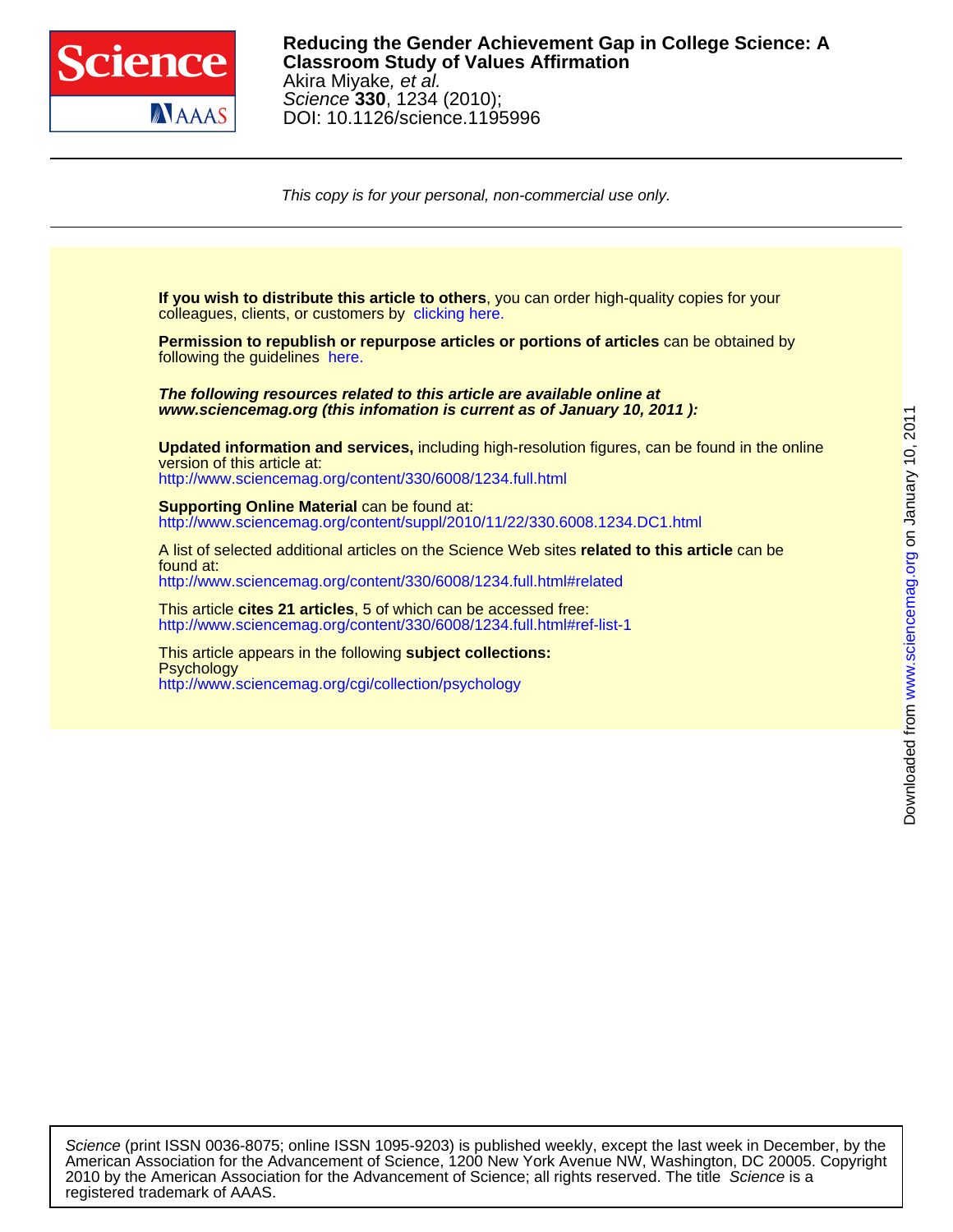# Reducing the Gender Achievement Gap in College Science: A Classroom Study of Values Affirmation

Akira Miyake, *et al.*

*Science* **330**, 1234 (2010);

DOI: 10.1126/science.1195996

*This copy is for your personal, non-commercial use only.*

**If you wish to distribute this article to others**, you can order high-quality copies for your colleagues, clients, or customers by clicking here.

**Permission to republish or repurpose articles or portions of articles** can be obtained by following the guidelines here.

***The following resources related to this article are available online at www.sciencemag.org (this infomation is current as of January 10, 2011 ):***

**Updated information and services,** including high-resolution figures, can be found in the online version of this article at:
http://www.sciencemag.org/content/330/6008/1234.full.html

**Supporting Online Material** can be found at:
http://www.sciencemag.org/content/suppl/2010/11/22/330.6008.1234.DC1.html

A list of selected additional articles on the Science Web sites **related to this article** can be found at:
http://www.sciencemag.org/content/330/6008/1234.full.html#related

This article **cites 21 articles**, 5 of which can be accessed free:
http://www.sciencemag.org/content/330/6008/1234.full.html#ref-list-1

This article appears in the following **subject collections:**
Psychology
http://www.sciencemag.org/cgi/collection/psychology

*Science* (print ISSN 0036-8075; online ISSN 1095-9203) is published weekly, except the last week in December, by the American Association for the Advancement of Science, 1200 New York Avenue NW, Washington, DC 20005. Copyright 2010 by the American Association for the Advancement of Science; all rights reserved. The title *Science* is a registered trademark of AAAS.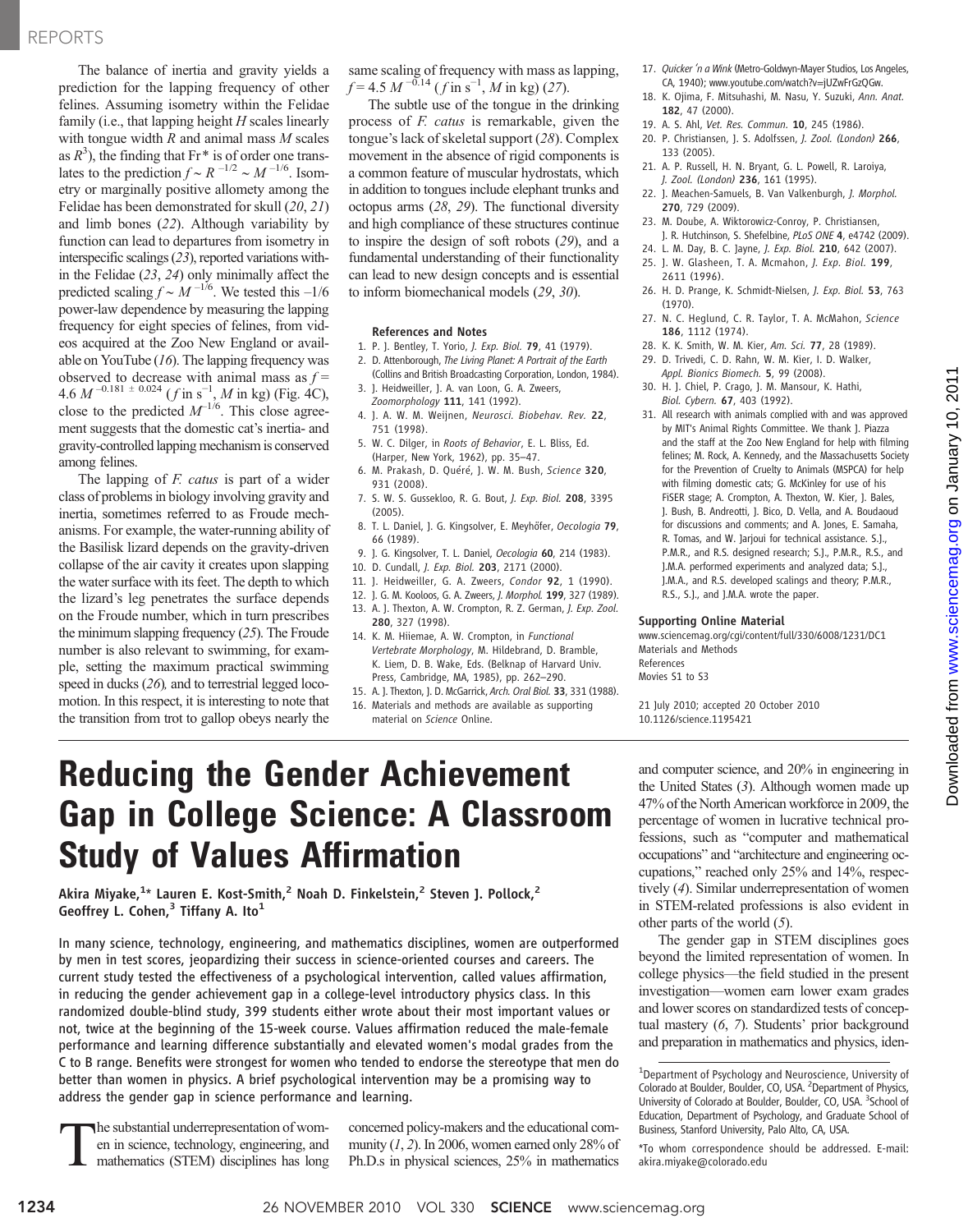The balance of inertia and gravity yields a prediction for the lapping frequency of other felines. Assuming isometry within the Felidae family (i.e., that lapping height $H$ scales linearly with tongue width $R$ and animal mass $M$ scales as $R^3$), the finding that Fr* is of order one translates to the prediction $f \sim R^{-1/2} \sim M^{-1/6}$. Isometry or marginally positive allometry among the Felidae has been demonstrated for skull (20, 21) and limb bones (22). Although variability by function can lead to departures from isometry in interspecific scalings (23), reported variations within the Felidae (23, 24) only minimally affect the predicted scaling $f \sim M^{-1/6}$. We tested this –1/6 power-law dependence by measuring the lapping frequency for eight species of felines, from videos acquired at the Zoo New England or available on YouTube (16). The lapping frequency was observed to decrease with animal mass as $f = 4.6\,M^{-0.181 \pm 0.024}$ ($f$ in s$^{-1}$, $M$ in kg) (Fig. 4C), close to the predicted $M^{-1/6}$. This close agreement suggests that the domestic cat's inertia- and gravity-controlled lapping mechanism is conserved among felines.

The lapping of *F. catus* is part of a wider class of problems in biology involving gravity and inertia, sometimes referred to as Froude mechanisms. For example, the water-running ability of the Basilisk lizard depends on the gravity-driven collapse of the air cavity it creates upon slapping the water surface with its feet. The depth to which the lizard's leg penetrates the surface depends on the Froude number, which in turn prescribes the minimum slapping frequency (25). The Froude number is also relevant to swimming, for example, setting the maximum practical swimming speed in ducks (26), and to terrestrial legged locomotion. In this respect, it is interesting to note that the transition from trot to gallop obeys nearly the same scaling of frequency with mass as lapping, $f = 4.5\,M^{-0.14}$ ($f$ in s$^{-1}$, $M$ in kg) (27).

The subtle use of the tongue in the drinking process of *F. catus* is remarkable, given the tongue's lack of skeletal support (28). Complex movement in the absence of rigid components is a common feature of muscular hydrostats, which in addition to tongues include elephant trunks and octopus arms (28, 29). The functional diversity and high compliance of these structures continue to inspire the design of soft robots (29), and a fundamental understanding of their functionality can lead to new design concepts and is essential to inform biomechanical models (29, 30).

### References and Notes

1. P. J. Bentley, T. Yorio, *J. Exp. Biol.* **79**, 41 (1979).
2. D. Attenborough, *The Living Planet: A Portrait of the Earth* (Collins and British Broadcasting Corporation, London, 1984).
3. J. Heidweiller, J. A. van Loon, G. A. Zweers, *Zoomorphology* **111**, 141 (1992).
4. J. A. W. M. Weijnen, *Neurosci. Biobehav. Rev.* **22**, 751 (1998).
5. W. C. Dilger, in *Roots of Behavior*, E. L. Bliss, Ed. (Harper, New York, 1962), pp. 35–47.
6. M. Prakash, D. Quéré, J. W. M. Bush, *Science* **320**, 931 (2008).
7. S. W. S. Gussekloo, R. G. Bout, *J. Exp. Biol.* **208**, 3395 (2005).
8. T. L. Daniel, J. G. Kingsolver, E. Meyhöfer, *Oecologia* **79**, 66 (1989).
9. J. G. Kingsolver, T. L. Daniel, *Oecologia* **60**, 214 (1983).
10. D. Cundall, *J. Exp. Biol.* **203**, 2171 (2000).
11. J. Heidweiller, G. A. Zweers, *Condor* **92**, 1 (1990).
12. J. G. M. Kooloos, G. A. Zweers, *J. Morphol.* **199**, 327 (1989).
13. A. J. Thexton, A. W. Crompton, R. Z. German, *J. Exp. Zool.* **280**, 327 (1998).
14. K. M. Hiiemae, A. W. Crompton, in *Functional Vertebrate Morphology*, M. Hildebrand, D. Bramble, K. Liem, D. B. Wake, Eds. (Belknap of Harvard Univ. Press, Cambridge, MA, 1985), pp. 262–290.
15. A. J. Thexton, J. D. McGarrick, *Arch. Oral Biol.* **33**, 331 (1988).
16. Materials and methods are available as supporting material on *Science* Online.
17. *Quicker 'n a Wink* (Metro-Goldwyn-Mayer Studios, Los Angeles, CA, 1940); www.youtube.com/watch?v=jUZwFrGzQGw.
18. K. Ojima, F. Mitsuhashi, M. Nasu, Y. Suzuki, *Ann. Anat.* **182**, 47 (2000).
19. A. S. Ahl, *Vet. Res. Commun.* **10**, 245 (1986).
20. P. Christiansen, J. S. Adolfssen, *J. Zool. (London)* **266**, 133 (2005).
21. A. P. Russell, H. N. Bryant, G. L. Powell, R. Laroiya, *J. Zool. (London)* **236**, 161 (1995).
22. J. Meachen-Samuels, B. Van Valkenburgh, *J. Morphol.* **270**, 729 (2009).
23. M. Doube, A. Wiktorowicz-Conroy, P. Christiansen, J. R. Hutchinson, S. Shefelbine, *PLoS ONE* **4**, e4742 (2009).
24. L. M. Day, B. C. Jayne, *J. Exp. Biol.* **210**, 642 (2007).
25. J. W. Glasheen, T. A. Mcmahon, *J. Exp. Biol.* **199**, 2611 (1996).
26. H. D. Prange, K. Schmidt-Nielsen, *J. Exp. Biol.* **53**, 763 (1970).
27. N. C. Heglund, C. R. Taylor, T. A. McMahon, *Science* **186**, 1112 (1974).
28. K. K. Smith, W. M. Kier, *Am. Sci.* **77**, 28 (1989).
29. D. Trivedi, C. D. Rahn, W. M. Kier, I. D. Walker, *Appl. Bionics Biomech.* **5**, 99 (2008).
30. H. J. Chiel, P. Crago, J. M. Mansour, K. Hathi, *Biol. Cybern.* **67**, 403 (1992).
31. All research with animals complied with and was approved by MIT's Animal Rights Committee. We thank J. Piazza and the staff at the Zoo New England for help with filming felines; M. Rock, A. Kennedy, and the Massachusetts Society for the Prevention of Cruelty to Animals (MSPCA) for help with filming domestic cats; G. McKinley for use of his FiSER stage; A. Crompton, A. Thexton, W. Kier, J. Bales, J. Bush, B. Andreotti, J. Bico, D. Vella, and A. Boudaoud for discussions and comments; and A. Jones, E. Samaha, R. Tomas, and W. Jarjoui for technical assistance. S.J., P.M.R., and R.S. designed research; S.J., P.M.R., R.S., and J.M.A. performed experiments and analyzed data; S.J., J.M.A., and R.S. developed scalings and theory; P.M.R., R.S., S.J., and J.M.A. wrote the paper.

### Supporting Online Material

www.sciencemag.org/cgi/content/full/330/6008/1231/DC1
Materials and Methods
References
Movies S1 to S3

21 July 2010; accepted 20 October 2010
10.1126/science.1195421

# Reducing the Gender Achievement Gap in College Science: A Classroom Study of Values Affirmation

**Akira Miyake,[1]\* Lauren E. Kost-Smith,[2] Noah D. Finkelstein,[2] Steven J. Pollock,[2] Geoffrey L. Cohen,[3] Tiffany A. Ito[1]**

**In many science, technology, engineering, and mathematics disciplines, women are outperformed by men in test scores, jeopardizing their success in science-oriented courses and careers. The current study tested the effectiveness of a psychological intervention, called values affirmation, in reducing the gender achievement gap in a college-level introductory physics class. In this randomized double-blind study, 399 students either wrote about their most important values or not, twice at the beginning of the 15-week course. Values affirmation reduced the male-female performance and learning difference substantially and elevated women's modal grades from the C to B range. Benefits were strongest for women who tended to endorse the stereotype that men do better than women in physics. A brief psychological intervention may be a promising way to address the gender gap in science performance and learning.**

The substantial underrepresentation of women in science, technology, engineering, and mathematics (STEM) disciplines has long concerned policy-makers and the educational community (1, 2). In 2006, women earned only 28% of Ph.D.s in physical sciences, 25% in mathematics and computer science, and 20% in engineering in the United States (3). Although women made up 47% of the North American workforce in 2009, the percentage of women in lucrative technical professions, such as "computer and mathematical occupations" and "architecture and engineering occupations," reached only 25% and 14%, respectively (4). Similar underrepresentation of women in STEM-related professions is also evident in other parts of the world (5).

The gender gap in STEM disciplines goes beyond the limited representation of women. In college physics—the field studied in the present investigation—women earn lower exam grades and lower scores on standardized tests of conceptual mastery (6, 7). Students' prior background and preparation in mathematics and physics, iden-

[1]Department of Psychology and Neuroscience, University of Colorado at Boulder, Boulder, CO, USA. [2]Department of Physics, University of Colorado at Boulder, Boulder, CO, USA. [3]School of Education, Department of Psychology, and Graduate School of Business, Stanford University, Palo Alto, CA, USA.

*To whom correspondence should be addressed. E-mail: akira.miyake@colorado.edu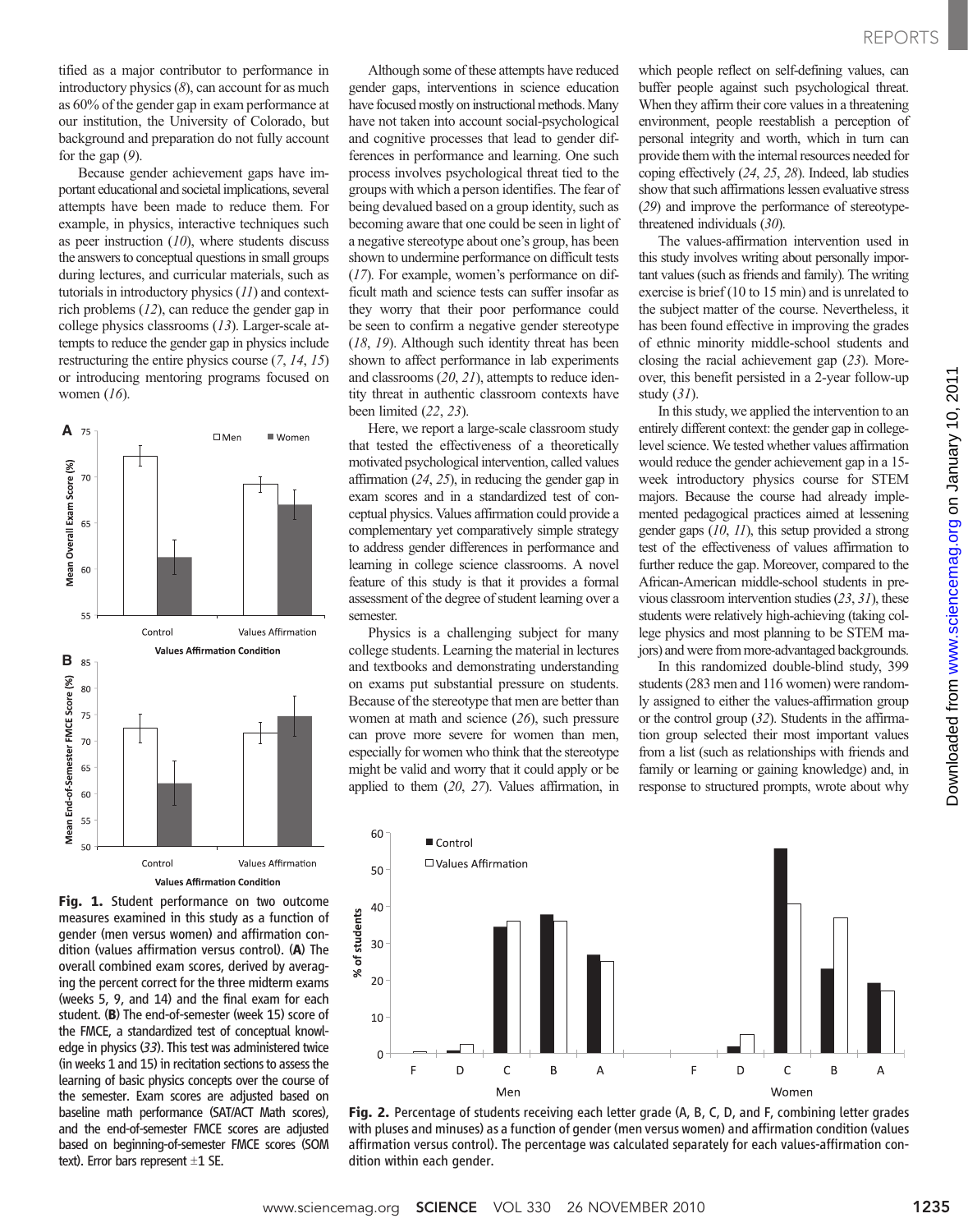tified as a major contributor to performance in introductory physics (*8*), can account for as much as 60% of the gender gap in exam performance at our institution, the University of Colorado, but background and preparation do not fully account for the gap (*9*).

Because gender achievement gaps have important educational and societal implications, several attempts have been made to reduce them. For example, in physics, interactive techniques such as peer instruction (*10*), where students discuss the answers to conceptual questions in small groups during lectures, and curricular materials, such as tutorials in introductory physics (*11*) and context-rich problems (*12*), can reduce the gender gap in college physics classrooms (*13*). Larger-scale attempts to reduce the gender gap in physics include restructuring the entire physics course (*7*, *14*, *15*) or introducing mentoring programs focused on women (*16*).

**Fig. 1.** Student performance on two outcome measures examined in this study as a function of gender (men versus women) and affirmation condition (values affirmation versus control). (**A**) The overall combined exam scores, derived by averaging the percent correct for the three midterm exams (weeks 5, 9, and 14) and the final exam for each student. (**B**) The end-of-semester (week 15) score of the FMCE, a standardized test of conceptual knowledge in physics (*33*). This test was administered twice (in weeks 1 and 15) in recitation sections to assess the learning of basic physics concepts over the course of the semester. Exam scores are adjusted based on baseline math performance (SAT/ACT Math scores), and the end-of-semester FMCE scores are adjusted based on beginning-of-semester FMCE scores (SOM text). Error bars represent ±1 SE.

Although some of these attempts have reduced gender gaps, interventions in science education have focused mostly on instructional methods. Many have not taken into account social-psychological and cognitive processes that lead to gender differences in performance and learning. One such process involves psychological threat tied to the groups with which a person identifies. The fear of being devalued based on a group identity, such as becoming aware that one could be seen in light of a negative stereotype about one's group, has been shown to undermine performance on difficult tests (*17*). For example, women's performance on difficult math and science tests can suffer insofar as they worry that their poor performance could be seen to confirm a negative gender stereotype (*18*, *19*). Although such identity threat has been shown to affect performance in lab experiments and classrooms (*20*, *21*), attempts to reduce identity threat in authentic classroom contexts have been limited (*22*, *23*).

Here, we report a large-scale classroom study that tested the effectiveness of a theoretically motivated psychological intervention, called values affirmation (*24*, *25*), in reducing the gender gap in exam scores and in a standardized test of conceptual physics. Values affirmation could provide a complementary yet comparatively simple strategy to address gender differences in performance and learning in college science classrooms. A novel feature of this study is that it provides a formal assessment of the degree of student learning over a semester.

Physics is a challenging subject for many college students. Learning the material in lectures and textbooks and demonstrating understanding on exams put substantial pressure on students. Because of the stereotype that men are better than women at math and science (*26*), such pressure can prove more severe for women than men, especially for women who think that the stereotype might be valid and worry that it could apply or be applied to them (*20*, *27*). Values affirmation, in which people reflect on self-defining values, can buffer people against such psychological threat. When they affirm their core values in a threatening environment, people reestablish a perception of personal integrity and worth, which in turn can provide them with the internal resources needed for coping effectively (*24*, *25*, *28*). Indeed, lab studies show that such affirmations lessen evaluative stress (*29*) and improve the performance of stereotype-threatened individuals (*30*).

The values-affirmation intervention used in this study involves writing about personally important values (such as friends and family). The writing exercise is brief (10 to 15 min) and is unrelated to the subject matter of the course. Nevertheless, it has been found effective in improving the grades of ethnic minority middle-school students and closing the racial achievement gap (*23*). Moreover, this benefit persisted in a 2-year follow-up study (*31*).

In this study, we applied the intervention to an entirely different context: the gender gap in college-level science. We tested whether values affirmation would reduce the gender achievement gap in a 15-week introductory physics course for STEM majors. Because the course had already implemented pedagogical practices aimed at lessening gender gaps (*10*, *11*), this setup provided a strong test of the effectiveness of values affirmation to further reduce the gap. Moreover, compared to the African-American middle-school students in previous classroom intervention studies (*23*, *31*), these students were relatively high-achieving (taking college physics and most planning to be STEM majors) and were from more-advantaged backgrounds.

In this randomized double-blind study, 399 students (283 men and 116 women) were randomly assigned to either the values-affirmation group or the control group (*32*). Students in the affirmation group selected their most important values from a list (such as relationships with friends and family or learning or gaining knowledge) and, in response to structured prompts, wrote about why

**Fig. 2.** Percentage of students receiving each letter grade (A, B, C, D, and F, combining letter grades with pluses and minuses) as a function of gender (men versus women) and affirmation condition (values affirmation versus control). The percentage was calculated separately for each values-affirmation condition within each gender.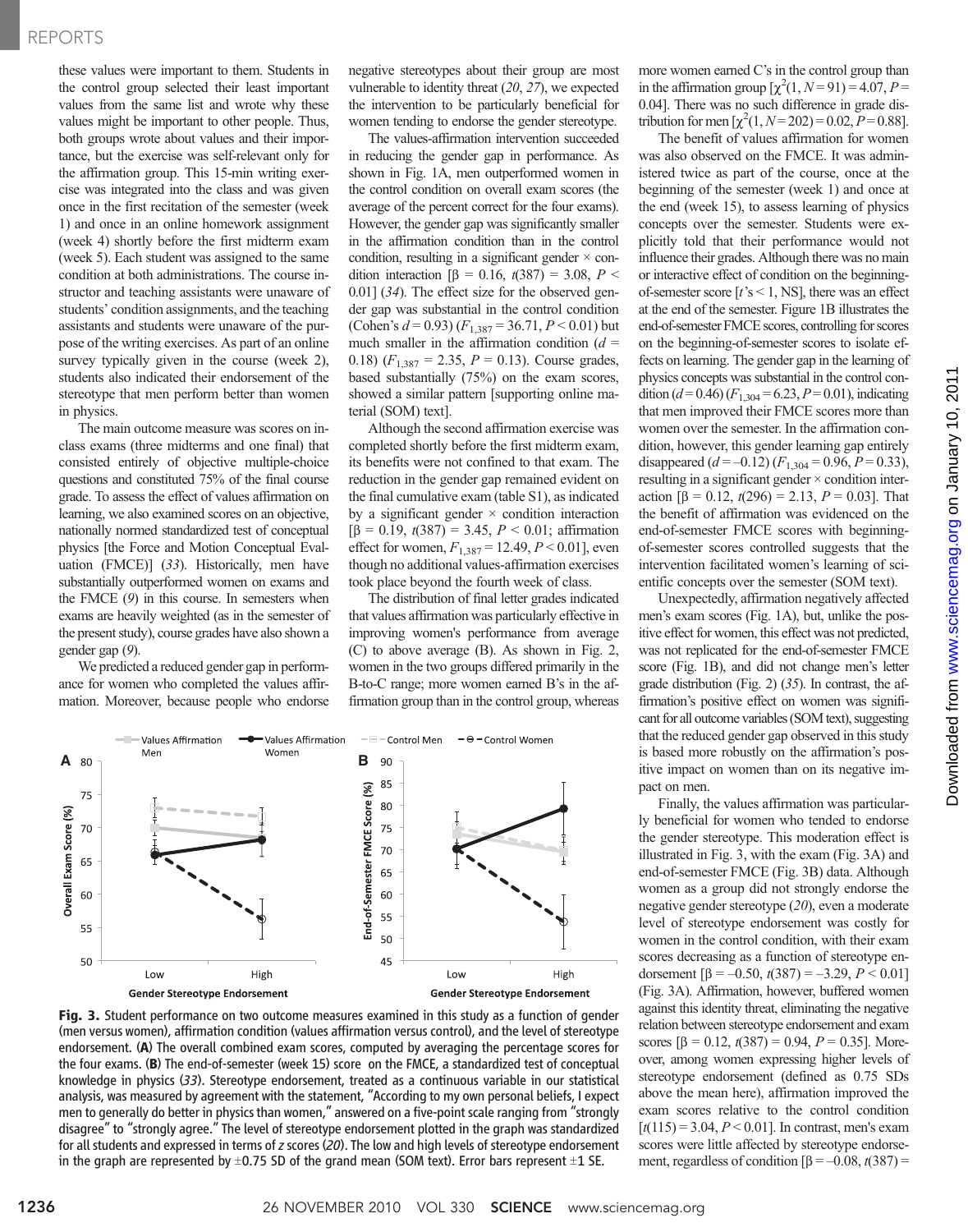these values were important to them. Students in the control group selected their least important values from the same list and wrote why these values might be important to other people. Thus, both groups wrote about values and their importance, but the exercise was self-relevant only for the affirmation group. This 15-min writing exercise was integrated into the class and was given once in the first recitation of the semester (week 1) and once in an online homework assignment (week 4) shortly before the first midterm exam (week 5). Each student was assigned to the same condition at both administrations. The course instructor and teaching assistants were unaware of students' condition assignments, and the teaching assistants and students were unaware of the purpose of the writing exercises. As part of an online survey typically given in the course (week 2), students also indicated their endorsement of the stereotype that men perform better than women in physics.

The main outcome measure was scores on in-class exams (three midterms and one final) that consisted entirely of objective multiple-choice questions and constituted 75% of the final course grade. To assess the effect of values affirmation on learning, we also examined scores on an objective, nationally normed standardized test of conceptual physics [the Force and Motion Conceptual Evaluation (FMCE)] (*33*). Historically, men have substantially outperformed women on exams and the FMCE (*9*) in this course. In semesters when exams are heavily weighted (as in the semester of the present study), course grades have also shown a gender gap (*9*).

We predicted a reduced gender gap in performance for women who completed the values affirmation. Moreover, because people who endorse negative stereotypes about their group are most vulnerable to identity threat (*20*, *27*), we expected the intervention to be particularly beneficial for women tending to endorse the gender stereotype.

The values-affirmation intervention succeeded in reducing the gender gap in performance. As shown in Fig. 1A, men outperformed women in the control condition on overall exam scores (the average of the percent correct for the four exams). However, the gender gap was significantly smaller in the affirmation condition than in the control condition, resulting in a significant gender × condition interaction [$\beta = 0.16$, $t(387) = 3.08$, $P < 0.01$] (*34*). The effect size for the observed gender gap was substantial in the control condition (Cohen's $d = 0.93$) ($F_{1,387} = 36.71$, $P < 0.01$) but much smaller in the affirmation condition ($d = 0.18$) ($F_{1,387} = 2.35$, $P = 0.13$). Course grades, based substantially (75%) on the exam scores, showed a similar pattern [supporting online material (SOM) text].

Although the second affirmation exercise was completed shortly before the first midterm exam, its benefits were not confined to that exam. The reduction in the gender gap remained evident on the final cumulative exam (table S1), as indicated by a significant gender × condition interaction [$\beta = 0.19$, $t(387) = 3.45$, $P < 0.01$; affirmation effect for women, $F_{1,387} = 12.49$, $P < 0.01$], even though no additional values-affirmation exercises took place beyond the fourth week of class.

The distribution of final letter grades indicated that values affirmation was particularly effective in improving women's performance from average (C) to above average (B). As shown in Fig. 2, women in the two groups differed primarily in the B-to-C range; more women earned B's in the affirmation group than in the control group, whereas more women earned C's in the control group than in the affirmation group [$\chi^2(1, N = 91) = 4.07$, $P = 0.04$]. There was no such difference in grade distribution for men [$\chi^2(1, N = 202) = 0.02$, $P = 0.88$].

The benefit of values affirmation for women was also observed on the FMCE. It was administered twice as part of the course, once at the beginning of the semester (week 1) and once at the end (week 15), to assess learning of physics concepts over the semester. Students were explicitly told that their performance would not influence their grades. Although there was no main or interactive effect of condition on the beginning-of-semester score [$t$'s < 1, NS], there was an effect at the end of the semester. Figure 1B illustrates the end-of-semester FMCE scores, controlling for scores on the beginning-of-semester scores to isolate effects on learning. The gender gap in the learning of physics concepts was substantial in the control condition ($d = 0.46$) ($F_{1,304} = 6.23$, $P = 0.01$), indicating that men improved their FMCE scores more than women over the semester. In the affirmation condition, however, this gender learning gap entirely disappeared ($d = -0.12$) ($F_{1,304} = 0.96$, $P = 0.33$), resulting in a significant gender × condition interaction [$\beta = 0.12$, $t(296) = 2.13$, $P = 0.03$]. That the benefit of affirmation was evidenced on the end-of-semester FMCE scores with beginning-of-semester scores controlled suggests that the intervention facilitated women's learning of scientific concepts over the semester (SOM text).

Unexpectedly, affirmation negatively affected men's exam scores (Fig. 1A), but, unlike the positive effect for women, this effect was not predicted, was not replicated for the end-of-semester FMCE score (Fig. 1B), and did not change men's letter grade distribution (Fig. 2) (*35*). In contrast, the affirmation's positive effect on women was significant for all outcome variables (SOM text), suggesting that the reduced gender gap observed in this study is based more robustly on the affirmation's positive impact on women than on its negative impact on men.

Finally, the values affirmation was particularly beneficial for women who tended to endorse the gender stereotype. This moderation effect is illustrated in Fig. 3, with the exam (Fig. 3A) and end-of-semester FMCE (Fig. 3B) data. Although women as a group did not strongly endorse the negative gender stereotype (*20*), even a moderate level of stereotype endorsement was costly for women in the control condition, with their exam scores decreasing as a function of stereotype endorsement [$\beta = -0.50$, $t(387) = -3.29$, $P < 0.01$] (Fig. 3A). Affirmation, however, buffered women against this identity threat, eliminating the negative relation between stereotype endorsement and exam scores [$\beta = 0.12$, $t(387) = 0.94$, $P = 0.35$]. Moreover, among women expressing higher levels of stereotype endorsement (defined as 0.75 SDs above the mean here), affirmation improved the exam scores relative to the control condition [$t(115) = 3.04$, $P < 0.01$]. In contrast, men's exam scores were little affected by stereotype endorsement, regardless of condition [$\beta = -0.08$, $t(387) =$

**Fig. 3.** Student performance on two outcome measures examined in this study as a function of gender (men versus women), affirmation condition (values affirmation versus control), and the level of stereotype endorsement. (**A**) The overall combined exam scores, computed by averaging the percentage scores for the four exams. (**B**) The end-of-semester (week 15) score on the FMCE, a standardized test of conceptual knowledge in physics (*33*). Stereotype endorsement, treated as a continuous variable in our statistical analysis, was measured by agreement with the statement, "According to my own personal beliefs, I expect men to generally do better in physics than women," answered on a five-point scale ranging from "strongly disagree" to "strongly agree." The level of stereotype endorsement plotted in the graph was standardized for all students and expressed in terms of $z$ scores (*20*). The low and high levels of stereotype endorsement in the graph are represented by ±0.75 SD of the grand mean (SOM text). Error bars represent ±1 SE.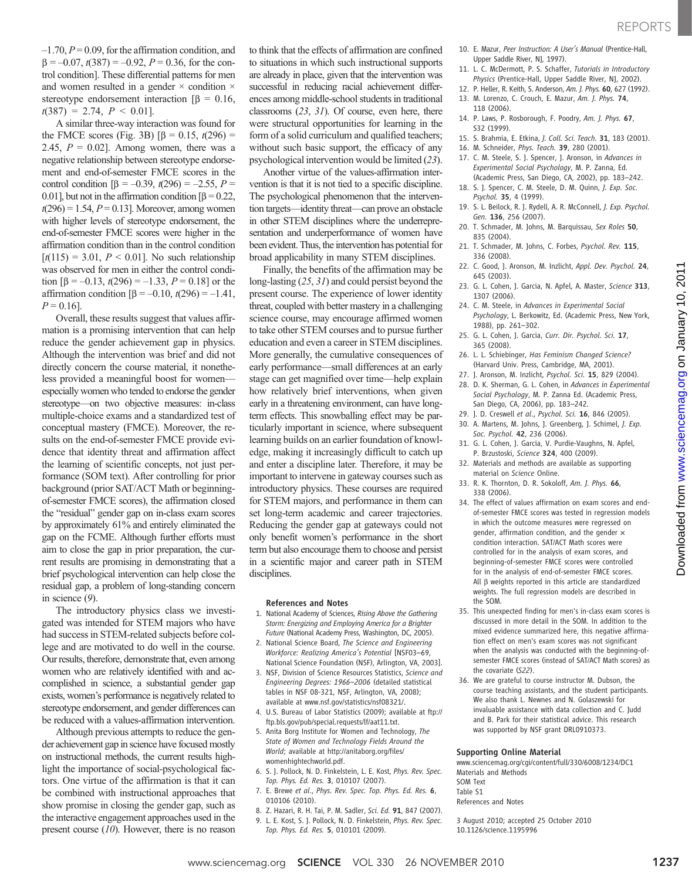$-1.70$, $P = 0.09$, for the affirmation condition, and $\beta = -0.07$, $t(387) = -0.92$, $P = 0.36$, for the control condition]. These differential patterns for men and women resulted in a gender × condition × stereotype endorsement interaction [$\beta = 0.16$, $t(387) = 2.74$, $P < 0.01$].

A similar three-way interaction was found for the FMCE scores (Fig. 3B) [$\beta = 0.15$, $t(296) = 2.45$, $P = 0.02$]. Among women, there was a negative relationship between stereotype endorsement and end-of-semester FMCE scores in the control condition [$\beta = -0.39$, $t(296) = -2.55$, $P = 0.01$], but not in the affirmation condition [$\beta = 0.22$, $t(296) = 1.54$, $P = 0.13$]. Moreover, among women with higher levels of stereotype endorsement, the end-of-semester FMCE scores were higher in the affirmation condition than in the control condition [$t(115) = 3.01$, $P < 0.01$]. No such relationship was observed for men in either the control condition [$\beta = -0.13$, $t(296) = -1.33$, $P = 0.18$] or the affirmation condition [$\beta = -0.10$, $t(296) = -1.41$, $P = 0.16$].

Overall, these results suggest that values affirmation is a promising intervention that can help reduce the gender achievement gap in physics. Although the intervention was brief and did not directly concern the course material, it nonetheless provided a meaningful boost for women—especially women who tended to endorse the gender stereotype—on two objective measures: in-class multiple-choice exams and a standardized test of conceptual mastery (FMCE). Moreover, the results on the end-of-semester FMCE provide evidence that identity threat and affirmation affect the learning of scientific concepts, not just performance (SOM text). After controlling for prior background (prior SAT/ACT Math or beginning-of-semester FMCE scores), the affirmation closed the "residual" gender gap on in-class exam scores by approximately 61% and entirely eliminated the gap on the FCME. Although further efforts must aim to close the gap in prior preparation, the current results are promising in demonstrating that a brief psychological intervention can help close the residual gap, a problem of long-standing concern in science (9).

The introductory physics class we investigated was intended for STEM majors who have had success in STEM-related subjects before college and are motivated to do well in the course. Our results, therefore, demonstrate that, even among women who are relatively identified with and accomplished in science, a substantial gender gap exists, women's performance is negatively related to stereotype endorsement, and gender differences can be reduced with a values-affirmation intervention.

Although previous attempts to reduce the gender achievement gap in science have focused mostly on instructional methods, the current results highlight the importance of social-psychological factors. One virtue of the affirmation is that it can be combined with instructional approaches that show promise in closing the gender gap, such as the interactive engagement approaches used in the present course (10). However, there is no reason to think that the effects of affirmation are confined to situations in which such instructional supports are already in place, given that the intervention was successful in reducing racial achievement differences among middle-school students in traditional classrooms (23, 31). Of course, even here, there were structural opportunities for learning in the form of a solid curriculum and qualified teachers; without such basic support, the efficacy of any psychological intervention would be limited (23).

Another virtue of the values-affirmation intervention is that it is not tied to a specific discipline. The psychological phenomenon that the intervention targets—identity threat—can prove an obstacle in other STEM disciplines where the underrepresentation and underperformance of women have been evident. Thus, the intervention has potential for broad applicability in many STEM disciplines.

Finally, the benefits of the affirmation may be long-lasting (25, 31) and could persist beyond the present course. The experience of lower identity threat, coupled with better mastery in a challenging science course, may encourage affirmed women to take other STEM courses and to pursue further education and even a career in STEM disciplines. More generally, the cumulative consequences of early performance—small differences at an early stage can get magnified over time—help explain how relatively brief interventions, when given early in a threatening environment, can have long-term effects. This snowballing effect may be particularly important in science, where subsequent learning builds on an earlier foundation of knowledge, making it increasingly difficult to catch up and enter a discipline later. Therefore, it may be important to intervene in gateway courses such as introductory physics. These courses are required for STEM majors, and performance in them can set long-term academic and career trajectories. Reducing the gender gap at gateways could not only benefit women's performance in the short term but also encourage them to choose and persist in a scientific major and career path in STEM disciplines.

### References and Notes

1. National Academy of Sciences, *Rising Above the Gathering Storm: Energizing and Employing America for a Brighter Future* (National Academy Press, Washington, DC, 2005).
2. National Science Board, *The Science and Engineering Workforce: Realizing America's Potential* [NSF03–69, National Science Foundation (NSF), Arlington, VA, 2003].
3. NSF, Division of Science Resources Statistics, *Science and Engineering Degrees: 1966–2006* (detailed statistical tables in NSF 08-321, NSF, Arlington, VA, 2008); available at www.nsf.gov/statistics/nsf08321/.
4. U.S. Bureau of Labor Statistics (2009); available at ftp://ftp.bls.gov/pub/special.requests/lf/aat11.txt.
5. Anita Borg Institute for Women and Technology, *The State of Women and Technology Fields Around the World*; available at http://anitaborg.org/files/womenhightechworld.pdf.
6. S. J. Pollock, N. D. Finkelstein, L. E. Kost, *Phys. Rev. Spec. Top. Phys. Ed. Res.* **3**, 010107 (2007).
7. E. Brewe *et al.*, *Phys. Rev. Spec. Top. Phys. Ed. Res.* **6**, 010106 (2010).
8. Z. Hazari, R. H. Tai, P. M. Sadler, *Sci. Ed.* **91**, 847 (2007).
9. L. E. Kost, S. J. Pollock, N. D. Finkelstein, *Phys. Rev. Spec. Top. Phys. Ed. Res.* **5**, 010101 (2009).
10. E. Mazur, *Peer Instruction: A User's Manual* (Prentice-Hall, Upper Saddle River, NJ, 1997).
11. L. C. McDermott, P. S. Schaffer, *Tutorials in Introductory Physics* (Prentice-Hall, Upper Saddle River, NJ, 2002).
12. P. Heller, R. Keith, S. Anderson, *Am. J. Phys.* **60**, 627 (1992).
13. M. Lorenzo, C. Crouch, E. Mazur, *Am. J. Phys.* **74**, 118 (2006).
14. P. Laws, P. Rosborough, F. Poodry, *Am. J. Phys.* **67**, S32 (1999).
15. S. Brahmia, E. Etkina, *J. Coll. Sci. Teach.* **31**, 183 (2001).
16. M. Schneider, *Phys. Teach.* **39**, 280 (2001).
17. C. M. Steele, S. J. Spencer, J. Aronson, in *Advances in Experimental Social Psychology*, M. P. Zanna, Ed. (Academic Press, San Diego, CA, 2002), pp. 183–242.
18. S. J. Spencer, C. M. Steele, D. M. Quinn, *J. Exp. Soc. Psychol.* **35**, 4 (1999).
19. S. L. Beilock, R. J. Rydell, A. R. McConnell, *J. Exp. Psychol. Gen.* **136**, 256 (2007).
20. T. Schmader, M. Johns, M. Barquissau, *Sex Roles* **50**, 835 (2004).
21. T. Schmader, M. Johns, C. Forbes, *Psychol. Rev.* **115**, 336 (2008).
22. C. Good, J. Aronson, M. Inzlicht, *Appl. Dev. Psychol.* **24**, 645 (2003).
23. G. L. Cohen, J. Garcia, N. Apfel, A. Master, *Science* **313**, 1307 (2006).
24. C. M. Steele, in *Advances in Experimental Social Psychology*, L. Berkowitz, Ed. (Academic Press, New York, 1988), pp. 261–302.
25. G. L. Cohen, J. Garcia, *Curr. Dir. Psychol. Sci.* **17**, 365 (2008).
26. L. L. Schiebinger, *Has Feminism Changed Science?* (Harvard Univ. Press, Cambridge, MA, 2001).
27. J. Aronson, M. Inzlicht, *Psychol. Sci.* **15**, 829 (2004).
28. D. K. Sherman, G. L. Cohen, in *Advances in Experimental Social Psychology*, M. P. Zanna Ed. (Academic Press, San Diego, CA, 2006), pp. 183–242.
29. J. D. Creswell *et al.*, *Psychol. Sci.* **16**, 846 (2005).
30. A. Martens, M. Johns, J. Greenberg, J. Schimel, *J. Exp. Soc. Psychol.* **42**, 236 (2006).
31. G. L. Cohen, J. Garcia, V. Purdie-Vaughns, N. Apfel, P. Brzustoski, *Science* **324**, 400 (2009).
32. Materials and methods are available as supporting material on *Science* Online.
33. R. K. Thornton, D. R. Sokoloff, *Am. J. Phys.* **66**, 338 (2006).
34. The effect of values affirmation on exam scores and end-of-semester FMCE scores was tested in regression models in which the outcome measures were regressed on gender, affirmation condition, and the gender × condition interaction. SAT/ACT Math scores were controlled for in the analysis of exam scores, and beginning-of-semester FMCE scores were controlled for in the analysis of end-of-semester FMCE scores. All β weights reported in this article are standardized weights. The full regression models are described in the SOM.
35. This unexpected finding for men's in-class exam scores is discussed in more detail in the SOM. In addition to the mixed evidence summarized here, this negative affirmation effect on men's exam scores was not significant when the analysis was conducted with the beginning-of-semester FMCE scores (instead of SAT/ACT Math scores) as the covariate (S22).
36. We are grateful to course instructor M. Dubson, the course teaching assistants, and the student participants. We also thank L. Newnes and N. Golaszewski for invaluable assistance with data collection and C. Judd and B. Park for their statistical advice. This research was supported by NSF grant DRL0910373.

### Supporting Online Material

www.sciencemag.org/cgi/content/full/330/6008/1234/DC1
Materials and Methods
SOM Text
Table S1
References and Notes

3 August 2010; accepted 25 October 2010
10.1126/science.1195996